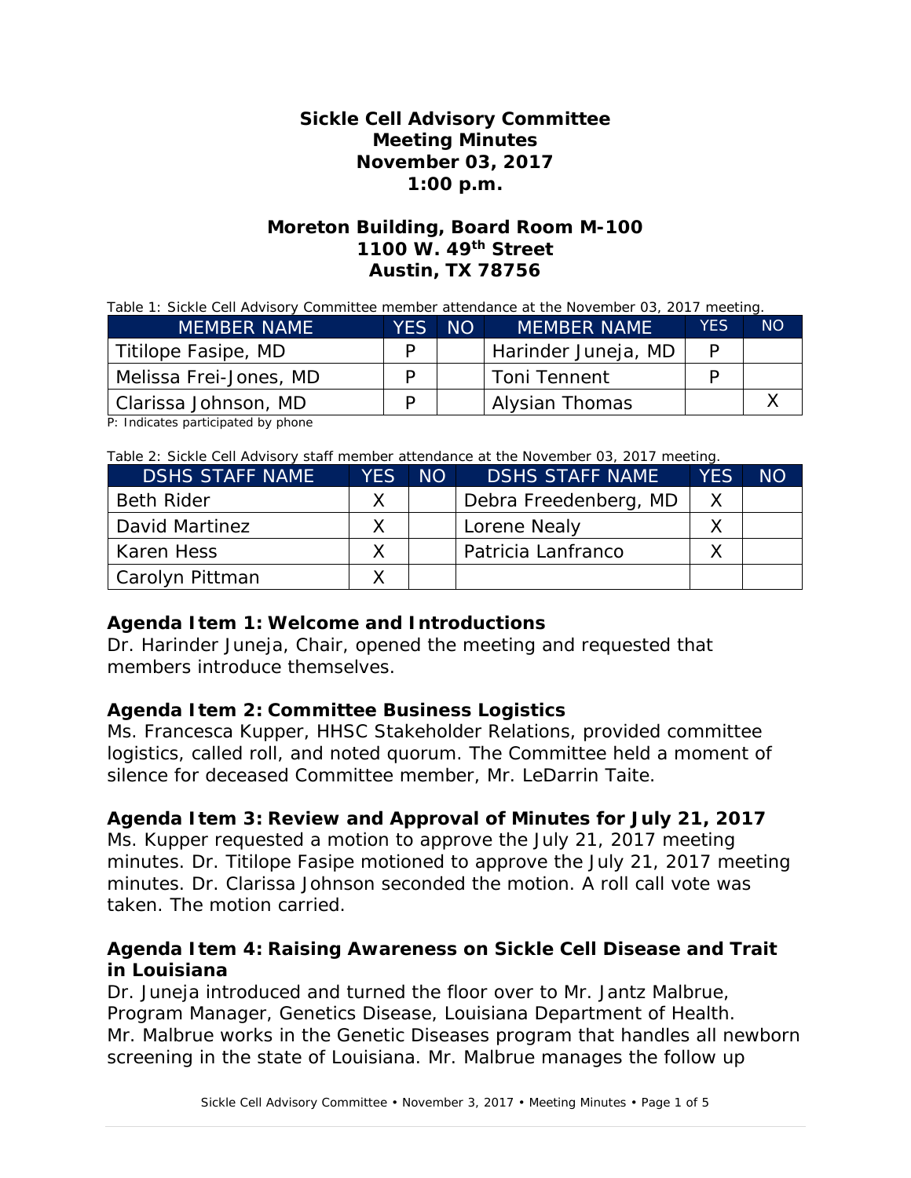# Sickle Cell Advisory Committee
# Meeting Minutes
# November 03, 2017
# 1:00 p.m.

## Moreton Building, Board Room M-100
## 1100 W. 49th Street
## Austin, TX 78756

Table 1: Sickle Cell Advisory Committee member attendance at the November 03, 2017 meeting.

| MEMBER NAME | YES | NO | MEMBER NAME | YES | NO |
|---|---|---|---|---|---|
| Titilope Fasipe, MD | P | | Harinder Juneja, MD | P | |
| Melissa Frei-Jones, MD | P | | Toni Tennent | P | |
| Clarissa Johnson, MD | P | | Alysian Thomas | | X |

P: Indicates participated by phone

Table 2: Sickle Cell Advisory staff member attendance at the November 03, 2017 meeting.

| DSHS STAFF NAME | YES | NO | DSHS STAFF NAME | YES | NO |
|---|---|---|---|---|---|
| Beth Rider | X | | Debra Freedenberg, MD | X | |
| David Martinez | X | | Lorene Nealy | X | |
| Karen Hess | X | | Patricia Lanfranco | X | |
| Carolyn Pittman | X | | | | |

### Agenda Item 1: Welcome and Introductions

Dr. Harinder Juneja, Chair, opened the meeting and requested that members introduce themselves.

### Agenda Item 2: Committee Business Logistics

Ms. Francesca Kupper, HHSC Stakeholder Relations, provided committee logistics, called roll, and noted quorum. The Committee held a moment of silence for deceased Committee member, Mr. LeDarrin Taite.

### Agenda Item 3: Review and Approval of Minutes for July 21, 2017

Ms. Kupper requested a motion to approve the July 21, 2017 meeting minutes. Dr. Titilope Fasipe motioned to approve the July 21, 2017 meeting minutes. Dr. Clarissa Johnson seconded the motion. A roll call vote was taken. The motion carried.

### Agenda Item 4: Raising Awareness on Sickle Cell Disease and Trait in Louisiana

Dr. Juneja introduced and turned the floor over to Mr. Jantz Malbrue, Program Manager, Genetics Disease, Louisiana Department of Health. Mr. Malbrue works in the Genetic Diseases program that handles all newborn screening in the state of Louisiana. Mr. Malbrue manages the follow up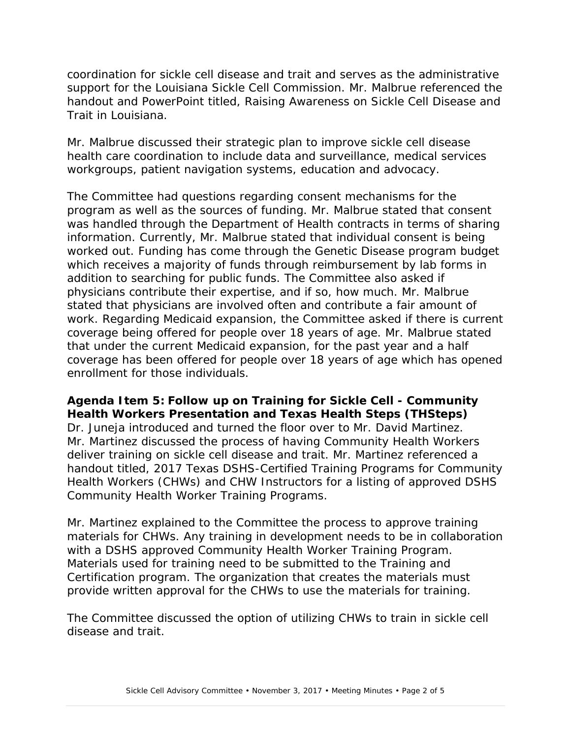coordination for sickle cell disease and trait and serves as the administrative support for the Louisiana Sickle Cell Commission. Mr. Malbrue referenced the handout and PowerPoint titled, Raising Awareness on Sickle Cell Disease and Trait in Louisiana.

Mr. Malbrue discussed their strategic plan to improve sickle cell disease health care coordination to include data and surveillance, medical services workgroups, patient navigation systems, education and advocacy.

The Committee had questions regarding consent mechanisms for the program as well as the sources of funding. Mr. Malbrue stated that consent was handled through the Department of Health contracts in terms of sharing information. Currently, Mr. Malbrue stated that individual consent is being worked out. Funding has come through the Genetic Disease program budget which receives a majority of funds through reimbursement by lab forms in addition to searching for public funds. The Committee also asked if physicians contribute their expertise, and if so, how much. Mr. Malbrue stated that physicians are involved often and contribute a fair amount of work. Regarding Medicaid expansion, the Committee asked if there is current coverage being offered for people over 18 years of age. Mr. Malbrue stated that under the current Medicaid expansion, for the past year and a half coverage has been offered for people over 18 years of age which has opened enrollment for those individuals.

**Agenda Item 5: Follow up on Training for Sickle Cell - Community Health Workers Presentation and Texas Health Steps (THSteps)**
Dr. Juneja introduced and turned the floor over to Mr. David Martinez. Mr. Martinez discussed the process of having Community Health Workers deliver training on sickle cell disease and trait. Mr. Martinez referenced a handout titled, 2017 Texas DSHS-Certified Training Programs for Community Health Workers (CHWs) and CHW Instructors for a listing of approved DSHS Community Health Worker Training Programs.

Mr. Martinez explained to the Committee the process to approve training materials for CHWs. Any training in development needs to be in collaboration with a DSHS approved Community Health Worker Training Program. Materials used for training need to be submitted to the Training and Certification program. The organization that creates the materials must provide written approval for the CHWs to use the materials for training.

The Committee discussed the option of utilizing CHWs to train in sickle cell disease and trait.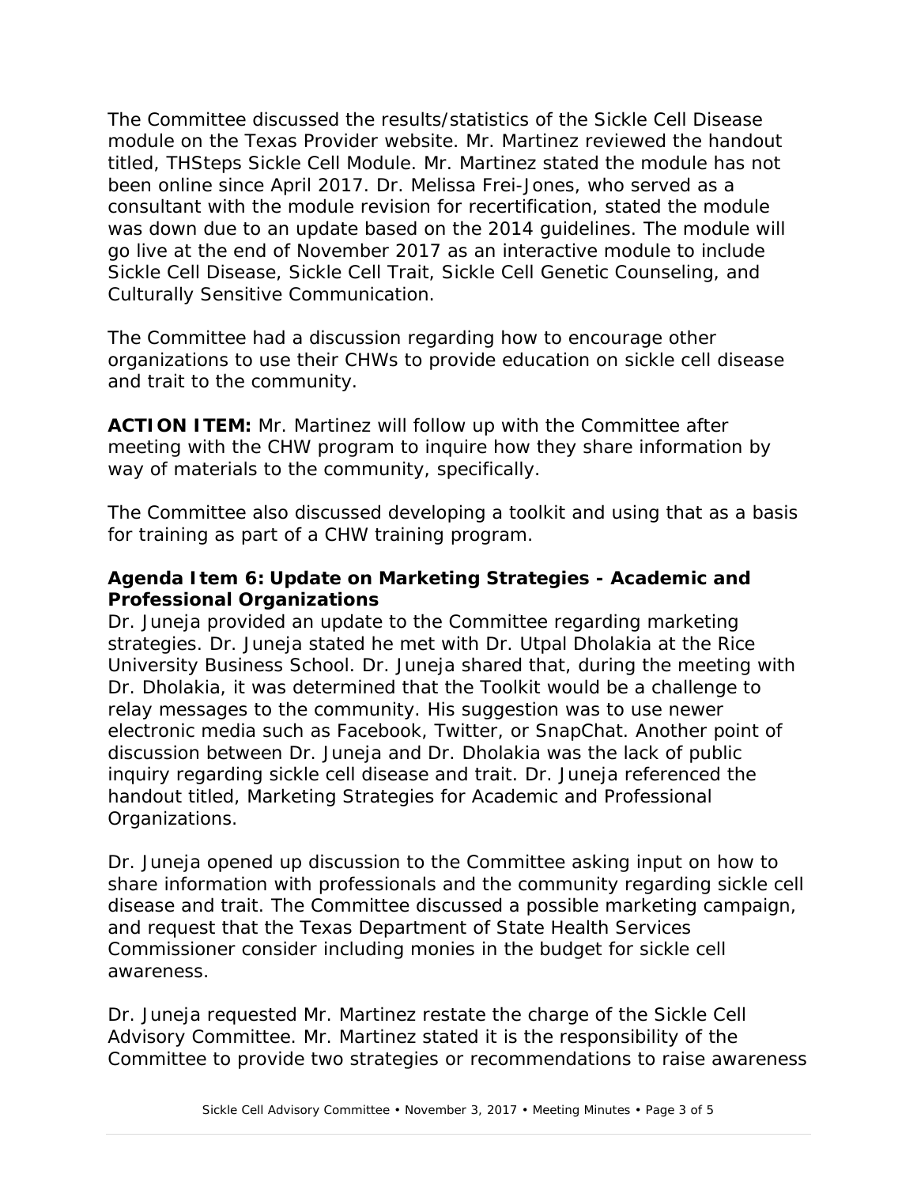The Committee discussed the results/statistics of the Sickle Cell Disease module on the Texas Provider website. Mr. Martinez reviewed the handout titled, THSteps Sickle Cell Module. Mr. Martinez stated the module has not been online since April 2017. Dr. Melissa Frei-Jones, who served as a consultant with the module revision for recertification, stated the module was down due to an update based on the 2014 guidelines. The module will go live at the end of November 2017 as an interactive module to include Sickle Cell Disease, Sickle Cell Trait, Sickle Cell Genetic Counseling, and Culturally Sensitive Communication.

The Committee had a discussion regarding how to encourage other organizations to use their CHWs to provide education on sickle cell disease and trait to the community.

**ACTION ITEM:** Mr. Martinez will follow up with the Committee after meeting with the CHW program to inquire how they share information by way of materials to the community, specifically.

The Committee also discussed developing a toolkit and using that as a basis for training as part of a CHW training program.

**Agenda Item 6: Update on Marketing Strategies - Academic and Professional Organizations**

Dr. Juneja provided an update to the Committee regarding marketing strategies. Dr. Juneja stated he met with Dr. Utpal Dholakia at the Rice University Business School. Dr. Juneja shared that, during the meeting with Dr. Dholakia, it was determined that the Toolkit would be a challenge to relay messages to the community. His suggestion was to use newer electronic media such as Facebook, Twitter, or SnapChat. Another point of discussion between Dr. Juneja and Dr. Dholakia was the lack of public inquiry regarding sickle cell disease and trait. Dr. Juneja referenced the handout titled, Marketing Strategies for Academic and Professional Organizations.

Dr. Juneja opened up discussion to the Committee asking input on how to share information with professionals and the community regarding sickle cell disease and trait. The Committee discussed a possible marketing campaign, and request that the Texas Department of State Health Services Commissioner consider including monies in the budget for sickle cell awareness.

Dr. Juneja requested Mr. Martinez restate the charge of the Sickle Cell Advisory Committee. Mr. Martinez stated it is the responsibility of the Committee to provide two strategies or recommendations to raise awareness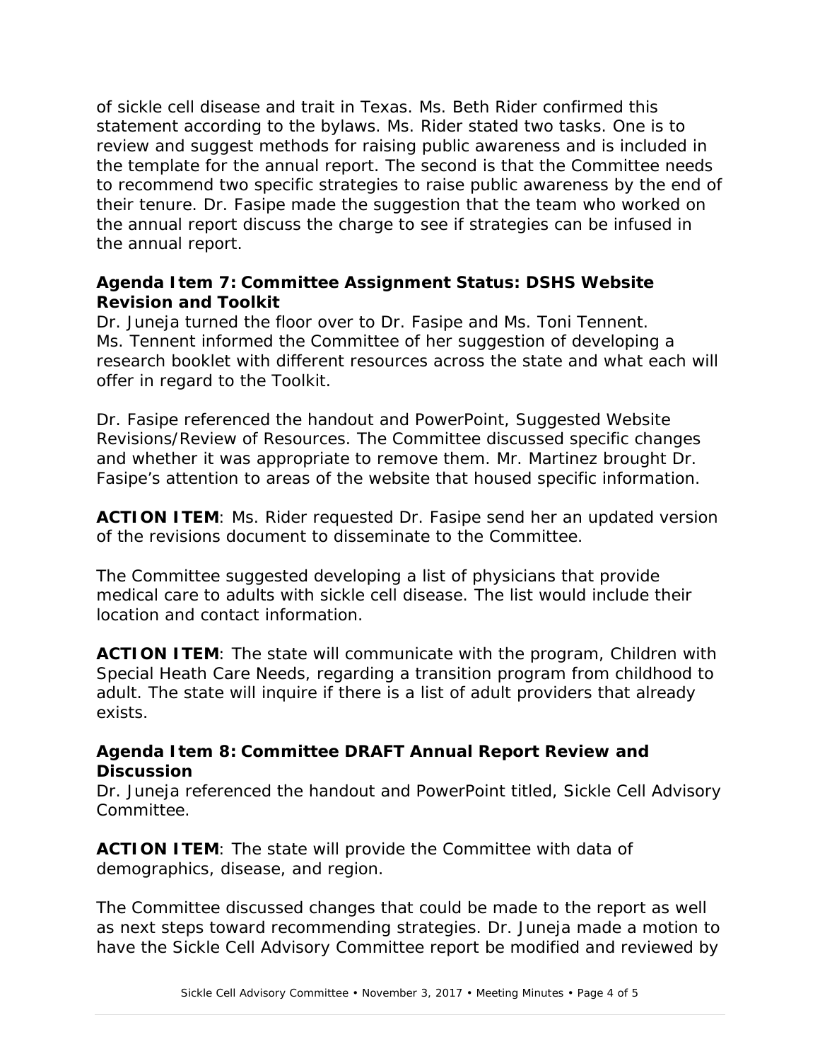of sickle cell disease and trait in Texas. Ms. Beth Rider confirmed this statement according to the bylaws. Ms. Rider stated two tasks. One is to review and suggest methods for raising public awareness and is included in the template for the annual report. The second is that the Committee needs to recommend two specific strategies to raise public awareness by the end of their tenure. Dr. Fasipe made the suggestion that the team who worked on the annual report discuss the charge to see if strategies can be infused in the annual report.

### Agenda Item 7: Committee Assignment Status: DSHS Website Revision and Toolkit

Dr. Juneja turned the floor over to Dr. Fasipe and Ms. Toni Tennent. Ms. Tennent informed the Committee of her suggestion of developing a research booklet with different resources across the state and what each will offer in regard to the Toolkit.

Dr. Fasipe referenced the handout and PowerPoint, Suggested Website Revisions/Review of Resources. The Committee discussed specific changes and whether it was appropriate to remove them. Mr. Martinez brought Dr. Fasipe's attention to areas of the website that housed specific information.

**ACTION ITEM**: Ms. Rider requested Dr. Fasipe send her an updated version of the revisions document to disseminate to the Committee.

The Committee suggested developing a list of physicians that provide medical care to adults with sickle cell disease. The list would include their location and contact information.

**ACTION ITEM**: The state will communicate with the program, Children with Special Heath Care Needs, regarding a transition program from childhood to adult. The state will inquire if there is a list of adult providers that already exists.

### Agenda Item 8: Committee DRAFT Annual Report Review and Discussion

Dr. Juneja referenced the handout and PowerPoint titled, Sickle Cell Advisory Committee.

**ACTION ITEM**: The state will provide the Committee with data of demographics, disease, and region.

The Committee discussed changes that could be made to the report as well as next steps toward recommending strategies. Dr. Juneja made a motion to have the Sickle Cell Advisory Committee report be modified and reviewed by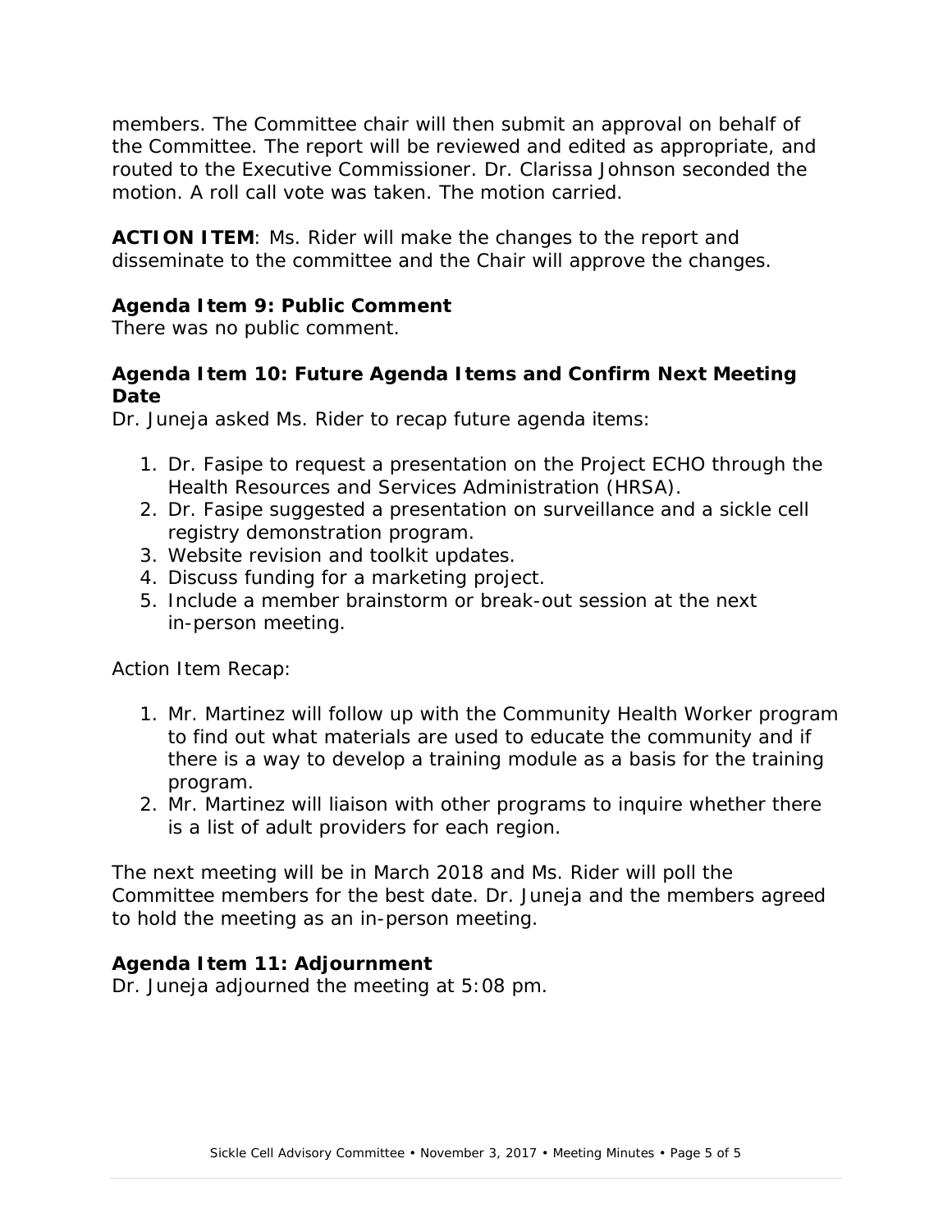members. The Committee chair will then submit an approval on behalf of the Committee. The report will be reviewed and edited as appropriate, and routed to the Executive Commissioner. Dr. Clarissa Johnson seconded the motion. A roll call vote was taken. The motion carried.

**ACTION ITEM**: Ms. Rider will make the changes to the report and disseminate to the committee and the Chair will approve the changes.

### Agenda Item 9: Public Comment

There was no public comment.

### Agenda Item 10: Future Agenda Items and Confirm Next Meeting Date

Dr. Juneja asked Ms. Rider to recap future agenda items:

1. Dr. Fasipe to request a presentation on the Project ECHO through the Health Resources and Services Administration (HRSA).
2. Dr. Fasipe suggested a presentation on surveillance and a sickle cell registry demonstration program.
3. Website revision and toolkit updates.
4. Discuss funding for a marketing project.
5. Include a member brainstorm or break-out session at the next in-person meeting.

Action Item Recap:

1. Mr. Martinez will follow up with the Community Health Worker program to find out what materials are used to educate the community and if there is a way to develop a training module as a basis for the training program.
2. Mr. Martinez will liaison with other programs to inquire whether there is a list of adult providers for each region.

The next meeting will be in March 2018 and Ms. Rider will poll the Committee members for the best date. Dr. Juneja and the members agreed to hold the meeting as an in-person meeting.

### Agenda Item 11: Adjournment

Dr. Juneja adjourned the meeting at 5:08 pm.